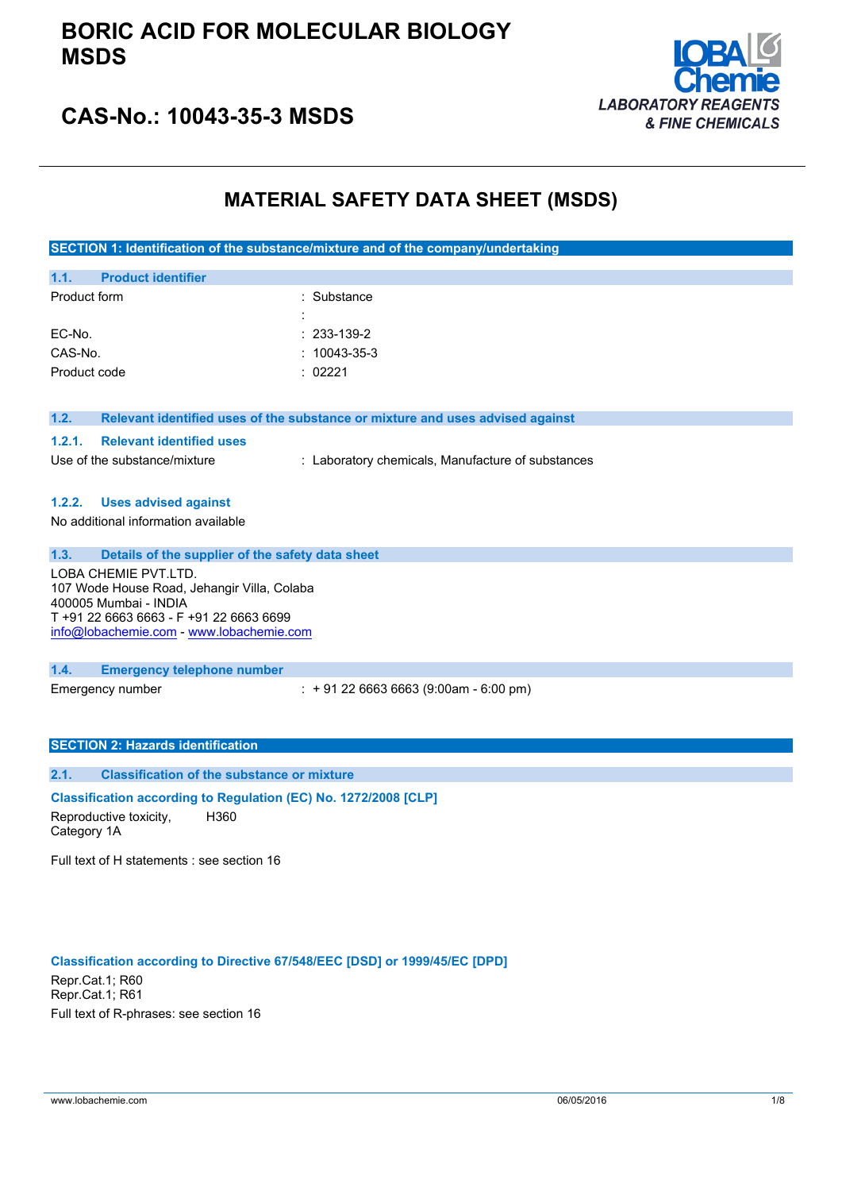# BORIC ACID FOR MOLECULAR BIOLOGY MSDS

## CAS-No.: 10043-35-3 MSDS

LOBA Chemie
*LABORATORY REAGENTS & FINE CHEMICALS*

# MATERIAL SAFETY DATA SHEET (MSDS)

## SECTION 1: Identification of the substance/mixture and of the company/undertaking

### 1.1. Product identifier

| | |
|---|---|
| Product form | : Substance |
| | : |
| EC-No. | : 233-139-2 |
| CAS-No. | : 10043-35-3 |
| Product code | : 02221 |

### 1.2. Relevant identified uses of the substance or mixture and uses advised against

#### 1.2.1. Relevant identified uses

| | |
|---|---|
| Use of the substance/mixture | : Laboratory chemicals, Manufacture of substances |

#### 1.2.2. Uses advised against

No additional information available

### 1.3. Details of the supplier of the safety data sheet

LOBA CHEMIE PVT.LTD.
107 Wode House Road, Jehangir Villa, Colaba
400005 Mumbai - INDIA
T +91 22 6663 6663 - F +91 22 6663 6699
info@lobachemie.com - www.lobachemie.com

### 1.4. Emergency telephone number

| | |
|---|---|
| Emergency number | : + 91 22 6663 6663 (9:00am - 6:00 pm) |

## SECTION 2: Hazards identification

### 2.1. Classification of the substance or mixture

**Classification according to Regulation (EC) No. 1272/2008 [CLP]**

| | |
|---|---|
| Reproductive toxicity, Category 1A | H360 |

Full text of H statements : see section 16

**Classification according to Directive 67/548/EEC [DSD] or 1999/45/EC [DPD]**

Repr.Cat.1; R60
Repr.Cat.1; R61
Full text of R-phrases: see section 16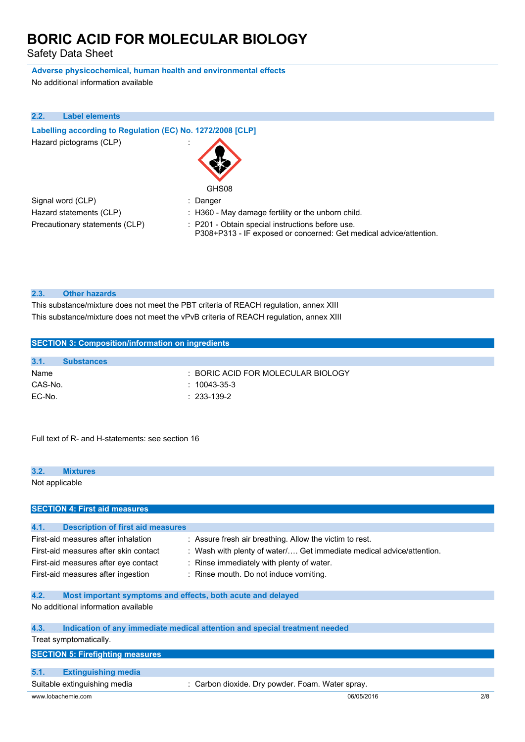**Adverse physicochemical, human health and environmental effects**

No additional information available

### 2.2. Label elements

**Labelling according to Regulation (EC) No. 1272/2008 [CLP]**

| | |
|---|---|
| Hazard pictograms (CLP) | : GHS08 |
| Signal word (CLP) | : Danger |
| Hazard statements (CLP) | : H360 - May damage fertility or the unborn child. |
| Precautionary statements (CLP) | : P201 - Obtain special instructions before use.<br>P308+P313 - IF exposed or concerned: Get medical advice/attention. |

### 2.3. Other hazards

This substance/mixture does not meet the PBT criteria of REACH regulation, annex XIII

This substance/mixture does not meet the vPvB criteria of REACH regulation, annex XIII

## SECTION 3: Composition/information on ingredients

### 3.1. Substances

| | |
|---|---|
| Name | : BORIC ACID FOR MOLECULAR BIOLOGY |
| CAS-No. | : 10043-35-3 |
| EC-No. | : 233-139-2 |

Full text of R- and H-statements: see section 16

### 3.2. Mixtures

Not applicable

## SECTION 4: First aid measures

### 4.1. Description of first aid measures

| | |
|---|---|
| First-aid measures after inhalation | : Assure fresh air breathing. Allow the victim to rest. |
| First-aid measures after skin contact | : Wash with plenty of water/…. Get immediate medical advice/attention. |
| First-aid measures after eye contact | : Rinse immediately with plenty of water. |
| First-aid measures after ingestion | : Rinse mouth. Do not induce vomiting. |

### 4.2. Most important symptoms and effects, both acute and delayed

No additional information available

### 4.3. Indication of any immediate medical attention and special treatment needed

Treat symptomatically.

## SECTION 5: Firefighting measures

### 5.1. Extinguishing media

| | |
|---|---|
| Suitable extinguishing media | : Carbon dioxide. Dry powder. Foam. Water spray. |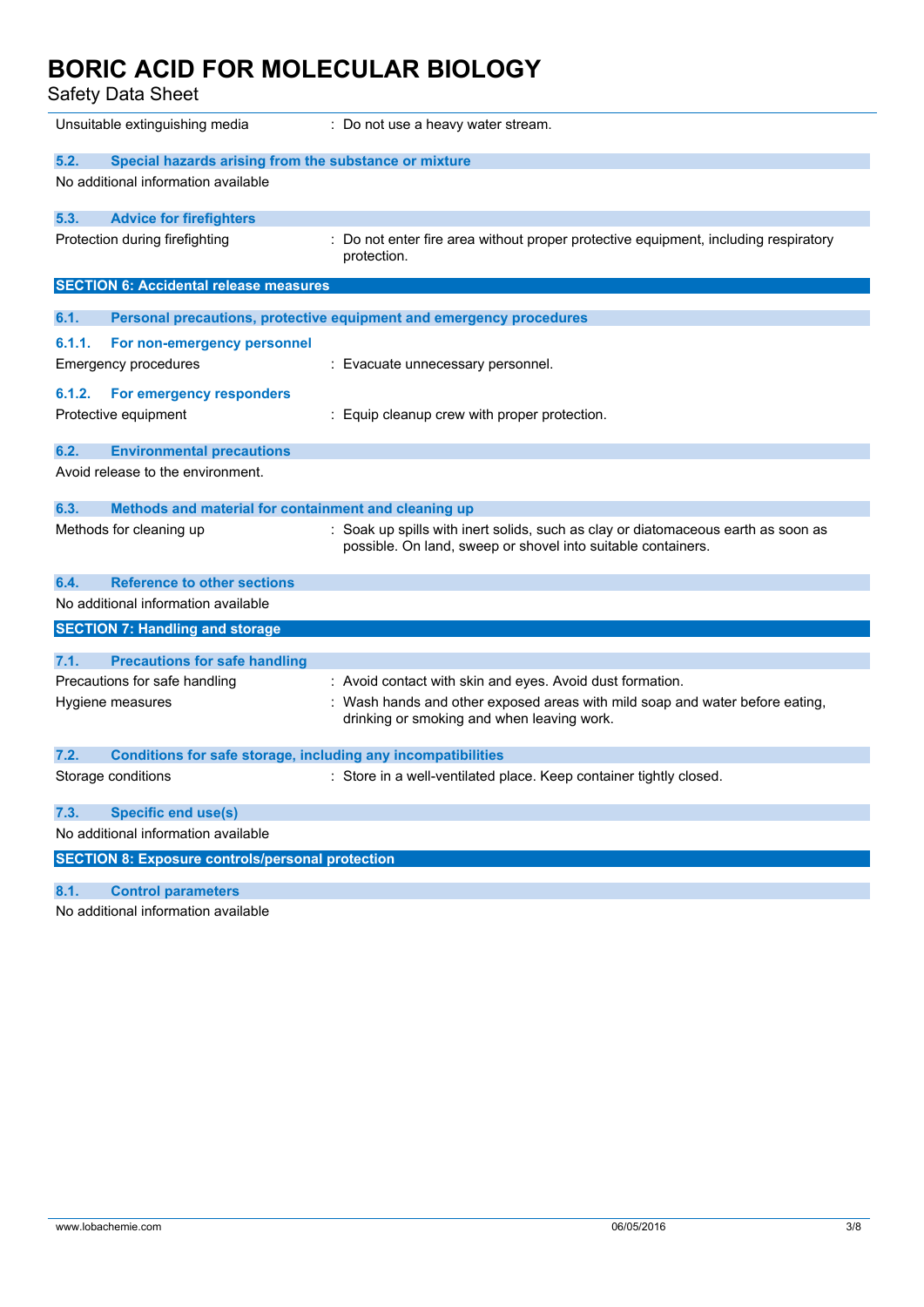| | |
|---|---|
| Unsuitable extinguishing media | : Do not use a heavy water stream. |

### 5.2. Special hazards arising from the substance or mixture

No additional information available

### 5.3. Advice for firefighters

| | |
|---|---|
| Protection during firefighting | : Do not enter fire area without proper protective equipment, including respiratory protection. |

## SECTION 6: Accidental release measures

### 6.1. Personal precautions, protective equipment and emergency procedures

#### 6.1.1. For non-emergency personnel

| | |
|---|---|
| Emergency procedures | : Evacuate unnecessary personnel. |

#### 6.1.2. For emergency responders

| | |
|---|---|
| Protective equipment | : Equip cleanup crew with proper protection. |

### 6.2. Environmental precautions

Avoid release to the environment.

### 6.3. Methods and material for containment and cleaning up

| | |
|---|---|
| Methods for cleaning up | : Soak up spills with inert solids, such as clay or diatomaceous earth as soon as possible. On land, sweep or shovel into suitable containers. |

### 6.4. Reference to other sections

No additional information available

## SECTION 7: Handling and storage

### 7.1. Precautions for safe handling

| | |
|---|---|
| Precautions for safe handling | : Avoid contact with skin and eyes. Avoid dust formation. |
| Hygiene measures | : Wash hands and other exposed areas with mild soap and water before eating, drinking or smoking and when leaving work. |

### 7.2. Conditions for safe storage, including any incompatibilities

| | |
|---|---|
| Storage conditions | : Store in a well-ventilated place. Keep container tightly closed. |

### 7.3. Specific end use(s)

No additional information available

## SECTION 8: Exposure controls/personal protection

### 8.1. Control parameters

No additional information available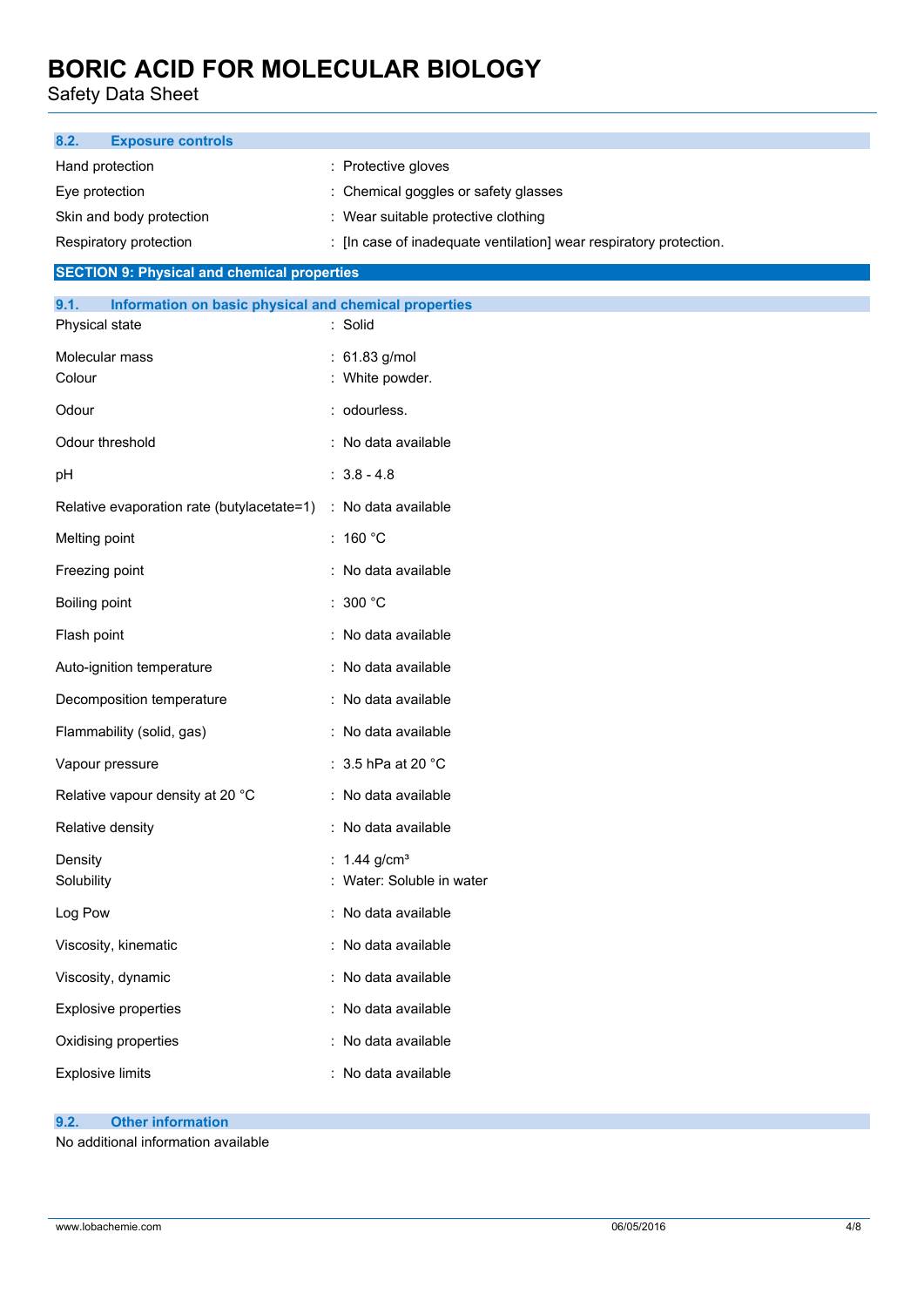### 8.2. Exposure controls

| | |
|---|---|
| Hand protection | : Protective gloves |
| Eye protection | : Chemical goggles or safety glasses |
| Skin and body protection | : Wear suitable protective clothing |
| Respiratory protection | : [In case of inadequate ventilation] wear respiratory protection. |

## SECTION 9: Physical and chemical properties

### 9.1. Information on basic physical and chemical properties

| | |
|---|---|
| Physical state | : Solid |
| Molecular mass | : 61.83 g/mol |
| Colour | : White powder. |
| Odour | : odourless. |
| Odour threshold | : No data available |
| pH | : 3.8 - 4.8 |
| Relative evaporation rate (butylacetate=1) | : No data available |
| Melting point | : 160 °C |
| Freezing point | : No data available |
| Boiling point | : 300 °C |
| Flash point | : No data available |
| Auto-ignition temperature | : No data available |
| Decomposition temperature | : No data available |
| Flammability (solid, gas) | : No data available |
| Vapour pressure | : 3.5 hPa at 20 °C |
| Relative vapour density at 20 °C | : No data available |
| Relative density | : No data available |
| Density | : 1.44 g/cm³ |
| Solubility | : Water: Soluble in water |
| Log Pow | : No data available |
| Viscosity, kinematic | : No data available |
| Viscosity, dynamic | : No data available |
| Explosive properties | : No data available |
| Oxidising properties | : No data available |
| Explosive limits | : No data available |

### 9.2. Other information

No additional information available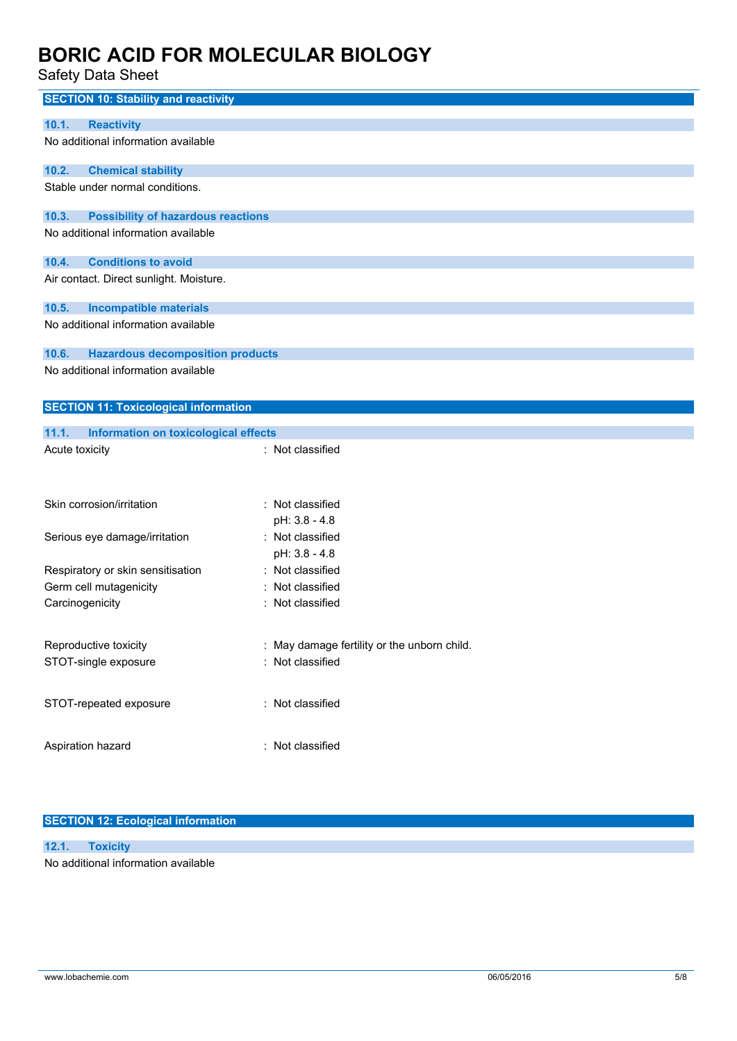## SECTION 10: Stability and reactivity

### 10.1. Reactivity

No additional information available

### 10.2. Chemical stability

Stable under normal conditions.

### 10.3. Possibility of hazardous reactions

No additional information available

### 10.4. Conditions to avoid

Air contact. Direct sunlight. Moisture.

### 10.5. Incompatible materials

No additional information available

### 10.6. Hazardous decomposition products

No additional information available

## SECTION 11: Toxicological information

### 11.1. Information on toxicological effects

| | |
|---|---|
| Acute toxicity | : Not classified |
| Skin corrosion/irritation | : Not classified<br>pH: 3.8 - 4.8 |
| Serious eye damage/irritation | : Not classified<br>pH: 3.8 - 4.8 |
| Respiratory or skin sensitisation | : Not classified |
| Germ cell mutagenicity | : Not classified |
| Carcinogenicity | : Not classified |
| Reproductive toxicity | : May damage fertility or the unborn child. |
| STOT-single exposure | : Not classified |
| STOT-repeated exposure | : Not classified |
| Aspiration hazard | : Not classified |

## SECTION 12: Ecological information

### 12.1. Toxicity

No additional information available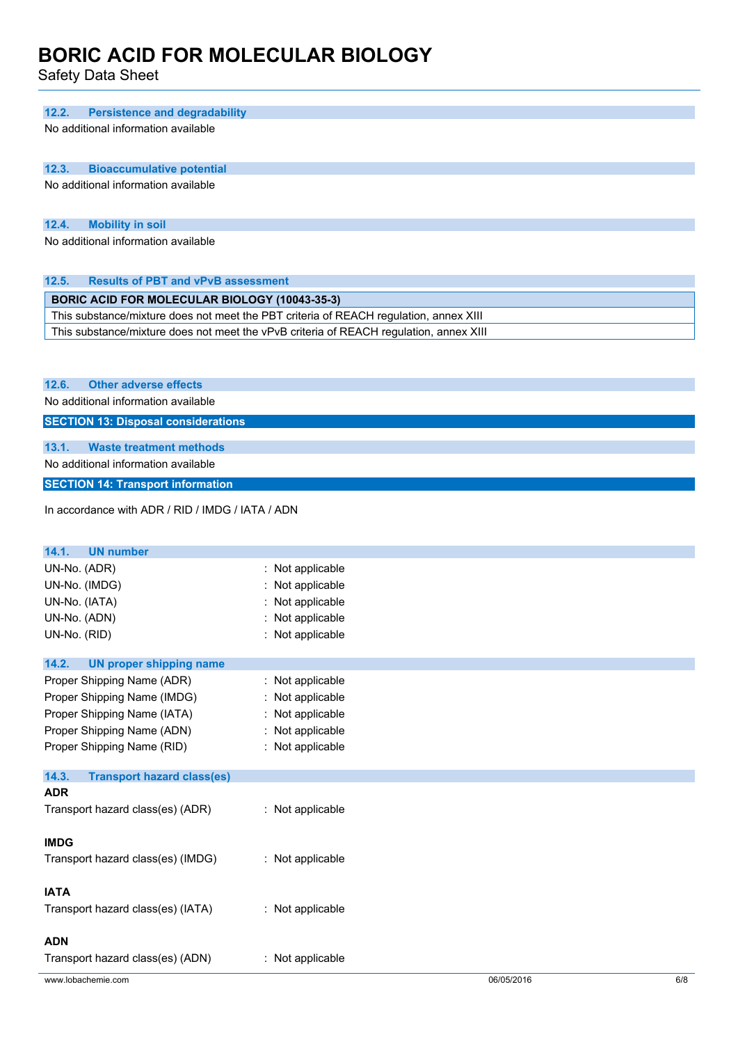### 12.2. Persistence and degradability

No additional information available

### 12.3. Bioaccumulative potential

No additional information available

### 12.4. Mobility in soil

No additional information available

### 12.5. Results of PBT and vPvB assessment

| BORIC ACID FOR MOLECULAR BIOLOGY (10043-35-3) |
|---|
| This substance/mixture does not meet the PBT criteria of REACH regulation, annex XIII |
| This substance/mixture does not meet the vPvB criteria of REACH regulation, annex XIII |

### 12.6. Other adverse effects

No additional information available

## SECTION 13: Disposal considerations

### 13.1. Waste treatment methods

No additional information available

## SECTION 14: Transport information

In accordance with ADR / RID / IMDG / IATA / ADN

### 14.1. UN number

UN-No. (ADR) : Not applicable
UN-No. (IMDG) : Not applicable
UN-No. (IATA) : Not applicable
UN-No. (ADN) : Not applicable
UN-No. (RID) : Not applicable

### 14.2. UN proper shipping name

Proper Shipping Name (ADR) : Not applicable
Proper Shipping Name (IMDG) : Not applicable
Proper Shipping Name (IATA) : Not applicable
Proper Shipping Name (ADN) : Not applicable
Proper Shipping Name (RID) : Not applicable

### 14.3. Transport hazard class(es)

**ADR**

Transport hazard class(es) (ADR) : Not applicable

**IMDG**

Transport hazard class(es) (IMDG) : Not applicable

**IATA**

Transport hazard class(es) (IATA) : Not applicable

**ADN**

Transport hazard class(es) (ADN) : Not applicable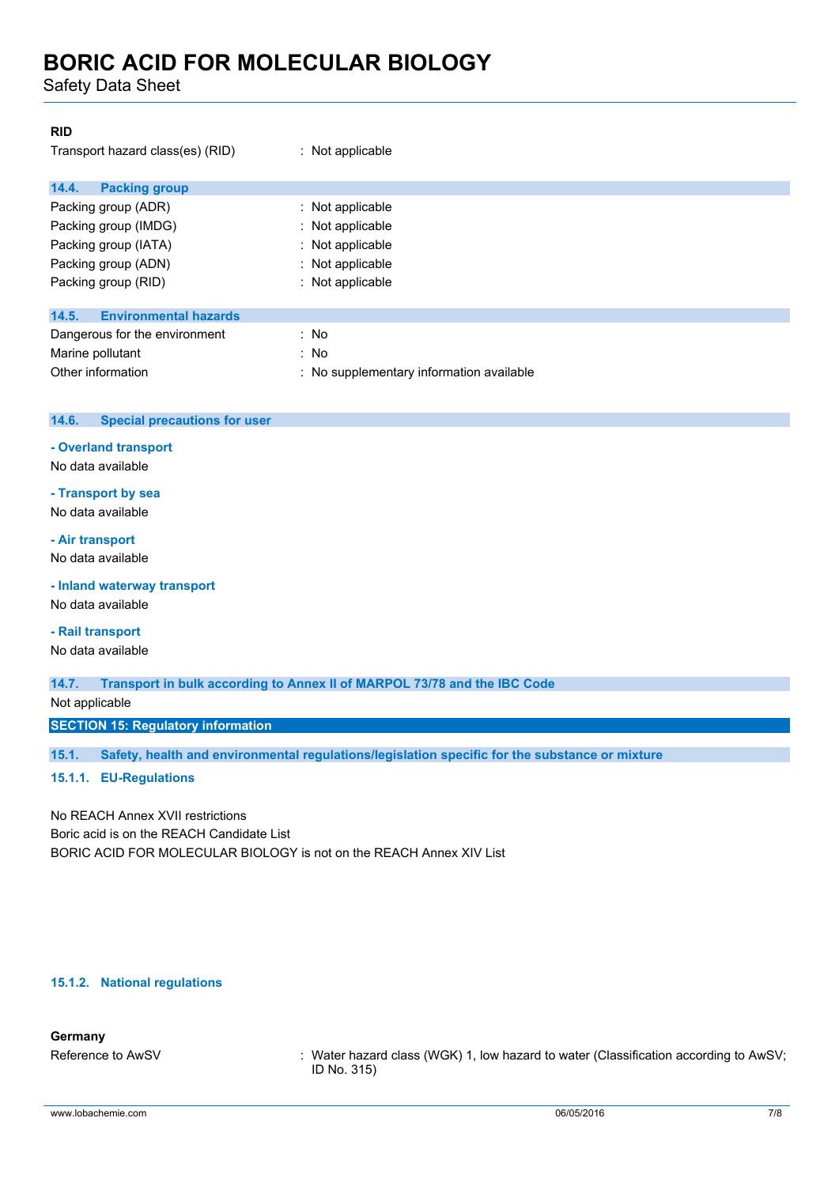**RID**

| | |
|---|---|
| Transport hazard class(es) (RID) | : Not applicable |

### 14.4. Packing group

| | |
|---|---|
| Packing group (ADR) | : Not applicable |
| Packing group (IMDG) | : Not applicable |
| Packing group (IATA) | : Not applicable |
| Packing group (ADN) | : Not applicable |
| Packing group (RID) | : Not applicable |

### 14.5. Environmental hazards

| | |
|---|---|
| Dangerous for the environment | : No |
| Marine pollutant | : No |
| Other information | : No supplementary information available |

### 14.6. Special precautions for user

**- Overland transport**

No data available

**- Transport by sea**

No data available

**- Air transport**

No data available

**- Inland waterway transport**

No data available

**- Rail transport**

No data available

### 14.7. Transport in bulk according to Annex II of MARPOL 73/78 and the IBC Code

Not applicable

## SECTION 15: Regulatory information

### 15.1. Safety, health and environmental regulations/legislation specific for the substance or mixture

#### 15.1.1. EU-Regulations

No REACH Annex XVII restrictions

Boric acid is on the REACH Candidate List

BORIC ACID FOR MOLECULAR BIOLOGY is not on the REACH Annex XIV List

#### 15.1.2. National regulations

**Germany**

| | |
|---|---|
| Reference to AwSV | : Water hazard class (WGK) 1, low hazard to water (Classification according to AwSV; ID No. 315) |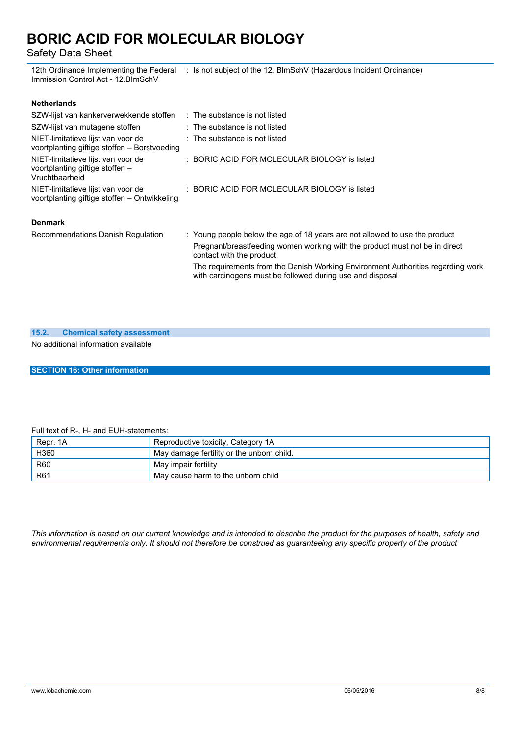| | |
|---|---|
| 12th Ordinance Implementing the Federal Immission Control Act - 12.BImSchV | : Is not subject of the 12. BImSchV (Hazardous Incident Ordinance) |

**Netherlands**

| | |
|---|---|
| SZW-lijst van kankerverwekkende stoffen | : The substance is not listed |
| SZW-lijst van mutagene stoffen | : The substance is not listed |
| NIET-limitatieve lijst van voor de voortplanting giftige stoffen – Borstvoeding | : The substance is not listed |
| NIET-limitatieve lijst van voor de voortplanting giftige stoffen – Vruchtbaarheid | : BORIC ACID FOR MOLECULAR BIOLOGY is listed |
| NIET-limitatieve lijst van voor de voortplanting giftige stoffen – Ontwikkeling | : BORIC ACID FOR MOLECULAR BIOLOGY is listed |

**Denmark**

Recommendations Danish Regulation : Young people below the age of 18 years are not allowed to use the product

Pregnant/breastfeeding women working with the product must not be in direct contact with the product

The requirements from the Danish Working Environment Authorities regarding work with carcinogens must be followed during use and disposal

### 15.2. Chemical safety assessment

No additional information available

## SECTION 16: Other information

Full text of R-, H- and EUH-statements:

| | |
|---|---|
| Repr. 1A | Reproductive toxicity, Category 1A |
| H360 | May damage fertility or the unborn child. |
| R60 | May impair fertility |
| R61 | May cause harm to the unborn child |

*This information is based on our current knowledge and is intended to describe the product for the purposes of health, safety and environmental requirements only. It should not therefore be construed as guaranteeing any specific property of the product*